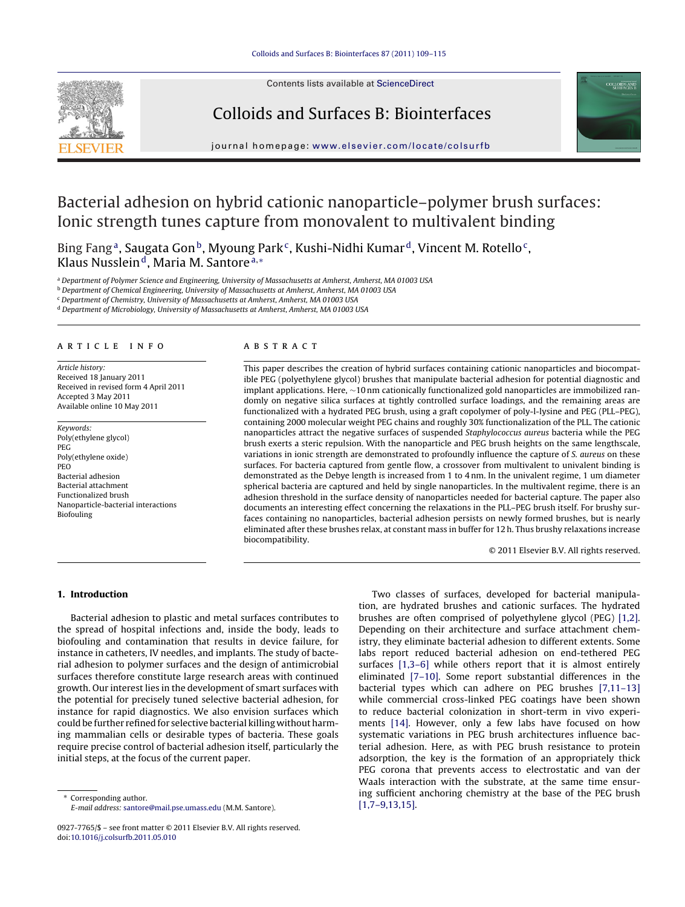# Bacterial adhesion on hybrid cationic nanoparticle–polymer brush surfaces: Ionic strength tunes capture from monovalent to multivalent binding

Bing Fang [a], Saugata Gon [b], Myoung Park [c], Kushi-Nidhi Kumar [d], Vincent M. Rotello [c], Klaus Nusslein [d], Maria M. Santore [a,*]

[a] Department of Polymer Science and Engineering, University of Massachusetts at Amherst, Amherst, MA 01003 USA
[b] Department of Chemical Engineering, University of Massachusetts at Amherst, Amherst, MA 01003 USA
[c] Department of Chemistry, University of Massachusetts at Amherst, Amherst, MA 01003 USA
[d] Department of Microbiology, University of Massachusetts at Amherst, Amherst, MA 01003 USA

## ARTICLE INFO

*Article history:*
Received 18 January 2011
Received in revised form 4 April 2011
Accepted 3 May 2011
Available online 10 May 2011

*Keywords:*
Poly(ethylene glycol)
PEG
Poly(ethylene oxide)
PEO
Bacterial adhesion
Bacterial attachment
Functionalized brush
Nanoparticle-bacterial interactions
Biofouling

## ABSTRACT

This paper describes the creation of hybrid surfaces containing cationic nanoparticles and biocompatible PEG (polyethylene glycol) brushes that manipulate bacterial adhesion for potential diagnostic and implant applications. Here, ~10 nm cationically functionalized gold nanoparticles are immobilized randomly on negative silica surfaces at tightly controlled surface loadings, and the remaining areas are functionalized with a hydrated PEG brush, using a graft copolymer of poly-l-lysine and PEG (PLL–PEG), containing 2000 molecular weight PEG chains and roughly 30% functionalization of the PLL. The cationic nanoparticles attract the negative surfaces of suspended *Staphylococcus aureus* bacteria while the PEG brush exerts a steric repulsion. With the nanoparticle and PEG brush heights on the same lengthscale, variations in ionic strength are demonstrated to profoundly influence the capture of *S. aureus* on these surfaces. For bacteria captured from gentle flow, a crossover from multivalent to univalent binding is demonstrated as the Debye length is increased from 1 to 4 nm. In the univalent regime, 1 um diameter spherical bacteria are captured and held by single nanoparticles. In the multivalent regime, there is an adhesion threshold in the surface density of nanoparticles needed for bacterial capture. The paper also documents an interesting effect concerning the relaxations in the PLL–PEG brush itself. For brushy surfaces containing no nanoparticles, bacterial adhesion persists on newly formed brushes, but is nearly eliminated after these brushes relax, at constant mass in buffer for 12 h. Thus brushy relaxations increase biocompatibility.

© 2011 Elsevier B.V. All rights reserved.

## 1. Introduction

Bacterial adhesion to plastic and metal surfaces contributes to the spread of hospital infections and, inside the body, leads to biofouling and contamination that results in device failure, for instance in catheters, IV needles, and implants. The study of bacterial adhesion to polymer surfaces and the design of antimicrobial surfaces therefore constitute large research areas with continued growth. Our interest lies in the development of smart surfaces with the potential for precisely tuned selective bacterial adhesion, for instance for rapid diagnostics. We also envision surfaces which could be further refined for selective bacterial killing without harming mammalian cells or desirable types of bacteria. These goals require precise control of bacterial adhesion itself, particularly the initial steps, at the focus of the current paper.

Two classes of surfaces, developed for bacterial manipulation, are hydrated brushes and cationic surfaces. The hydrated brushes are often comprised of polyethylene glycol (PEG) [1,2]. Depending on their architecture and surface attachment chemistry, they eliminate bacterial adhesion to different extents. Some labs report reduced bacterial adhesion on end-tethered PEG surfaces [1,3–6] while others report that it is almost entirely eliminated [7–10]. Some report substantial differences in the bacterial types which can adhere on PEG brushes [7,11–13] while commercial cross-linked PEG coatings have been shown to reduce bacterial colonization in short-term in vivo experiments [14]. However, only a few labs have focused on how systematic variations in PEG brush architectures influence bacterial adhesion. Here, as with PEG brush resistance to protein adsorption, the key is the formation of an appropriately thick PEG corona that prevents access to electrostatic and van der Waals interaction with the substrate, at the same time ensuring sufficient anchoring chemistry at the base of the PEG brush [1,7–9,13,15].

* Corresponding author.
E-mail address: santore@mail.pse.umass.edu (M.M. Santore).

0927-7765/$ – see front matter © 2011 Elsevier B.V. All rights reserved.
doi:10.1016/j.colsurfb.2011.05.010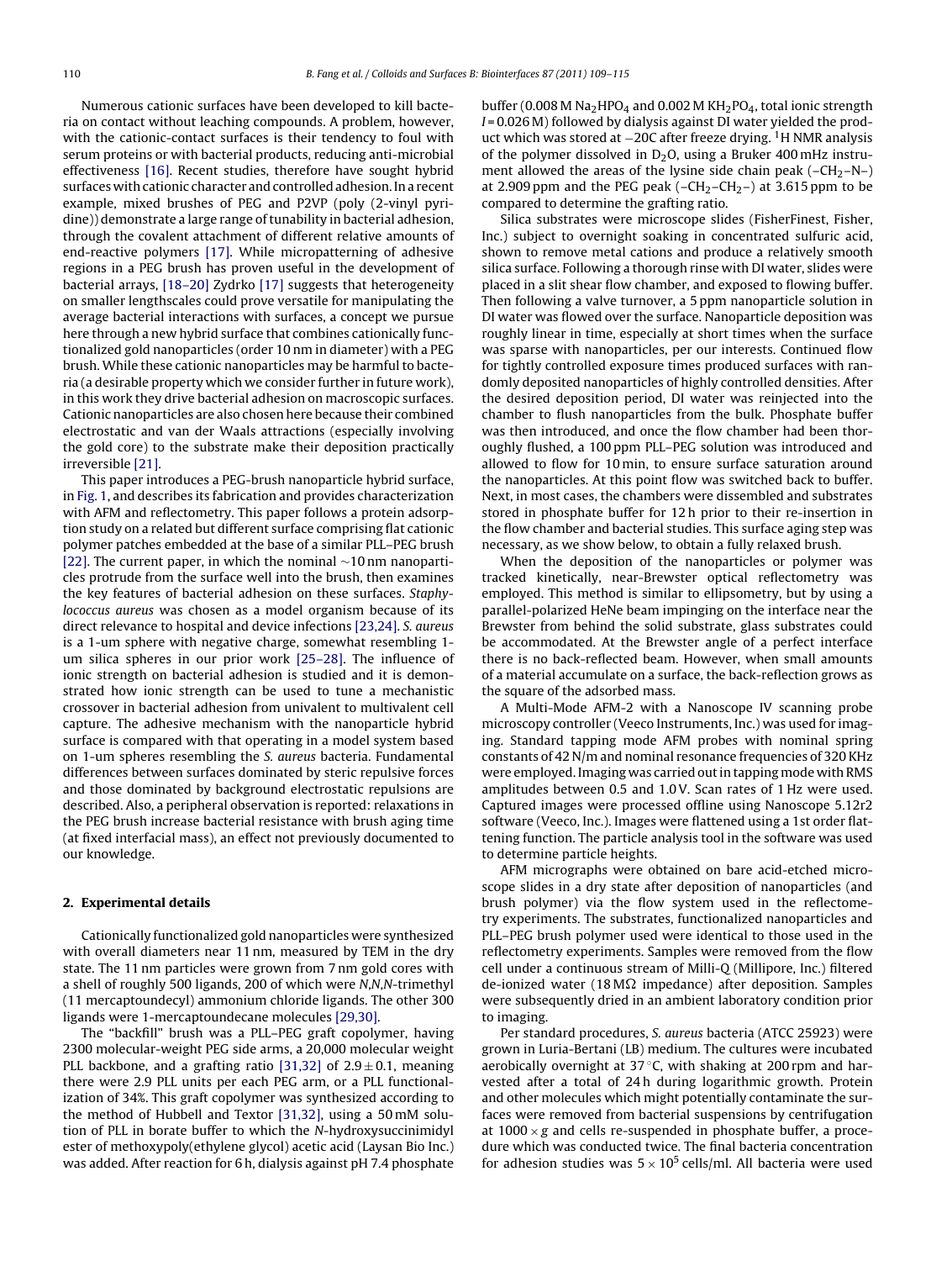Numerous cationic surfaces have been developed to kill bacteria on contact without leaching compounds. A problem, however, with the cationic-contact surfaces is their tendency to foul with serum proteins or with bacterial products, reducing anti-microbial effectiveness [16]. Recent studies, therefore have sought hybrid surfaces with cationic character and controlled adhesion. In a recent example, mixed brushes of PEG and P2VP (poly (2-vinyl pyridine)) demonstrate a large range of tunability in bacterial adhesion, through the covalent attachment of different relative amounts of end-reactive polymers [17]. While micropatterning of adhesive regions in a PEG brush has proven useful in the development of bacterial arrays, [18–20] Zydrko [17] suggests that heterogeneity on smaller lengthscales could prove versatile for manipulating the average bacterial interactions with surfaces, a concept we pursue here through a new hybrid surface that combines cationically functionalized gold nanoparticles (order 10 nm in diameter) with a PEG brush. While these cationic nanoparticles may be harmful to bacteria (a desirable property which we consider further in future work), in this work they drive bacterial adhesion on macroscopic surfaces. Cationic nanoparticles are also chosen here because their combined electrostatic and van der Waals attractions (especially involving the gold core) to the substrate make their deposition practically irreversible [21].

This paper introduces a PEG-brush nanoparticle hybrid surface, in Fig. 1, and describes its fabrication and provides characterization with AFM and reflectometry. This paper follows a protein adsorption study on a related but different surface comprising flat cationic polymer patches embedded at the base of a similar PLL–PEG brush [22]. The current paper, in which the nominal ~10 nm nanoparticles protrude from the surface well into the brush, then examines the key features of bacterial adhesion on these surfaces. *Staphylococcus aureus* was chosen as a model organism because of its direct relevance to hospital and device infections [23,24]. *S. aureus* is a 1-um sphere with negative charge, somewhat resembling 1-um silica spheres in our prior work [25–28]. The influence of ionic strength on bacterial adhesion is studied and it is demonstrated how ionic strength can be used to tune a mechanistic crossover in bacterial adhesion from univalent to multivalent cell capture. The adhesive mechanism with the nanoparticle hybrid surface is compared with that operating in a model system based on 1-um spheres resembling the *S. aureus* bacteria. Fundamental differences between surfaces dominated by steric repulsive forces and those dominated by background electrostatic repulsions are described. Also, a peripheral observation is reported: relaxations in the PEG brush increase bacterial resistance with brush aging time (at fixed interfacial mass), an effect not previously documented to our knowledge.

## 2. Experimental details

Cationically functionalized gold nanoparticles were synthesized with overall diameters near 11 nm, measured by TEM in the dry state. The 11 nm particles were grown from 7 nm gold cores with a shell of roughly 500 ligands, 200 of which were *N,N,N*-trimethyl (11 mercaptoundecyl) ammonium chloride ligands. The other 300 ligands were 1-mercaptoundecane molecules [29,30].

The "backfill" brush was a PLL–PEG graft copolymer, having 2300 molecular-weight PEG side arms, a 20,000 molecular weight PLL backbone, and a grafting ratio [31,32] of $2.9 \pm 0.1$, meaning there were 2.9 PLL units per each PEG arm, or a PLL functionalization of 34%. This graft copolymer was synthesized according to the method of Hubbell and Textor [31,32], using a 50 mM solution of PLL in borate buffer to which the *N*-hydroxysuccinimidyl ester of methoxypoly(ethylene glycol) acetic acid (Laysan Bio Inc.) was added. After reaction for 6 h, dialysis against pH 7.4 phosphate buffer (0.008 M $Na_2HPO_4$ and 0.002 M $KH_2PO_4$, total ionic strength $I = 0.026$ M) followed by dialysis against DI water yielded the product which was stored at −20C after freeze drying. $^1$H NMR analysis of the polymer dissolved in $D_2O$, using a Bruker 400 mHz instrument allowed the areas of the lysine side chain peak ($-CH_2-N-$) at 2.909 ppm and the PEG peak ($-CH_2-CH_2-$) at 3.615 ppm to be compared to determine the grafting ratio.

Silica substrates were microscope slides (FisherFinest, Fisher, Inc.) subject to overnight soaking in concentrated sulfuric acid, shown to remove metal cations and produce a relatively smooth silica surface. Following a thorough rinse with DI water, slides were placed in a slit shear flow chamber, and exposed to flowing buffer. Then following a valve turnover, a 5 ppm nanoparticle solution in DI water was flowed over the surface. Nanoparticle deposition was roughly linear in time, especially at short times when the surface was sparse with nanoparticles, per our interests. Continued flow for tightly controlled exposure times produced surfaces with randomly deposited nanoparticles of highly controlled densities. After the desired deposition period, DI water was reinjected into the chamber to flush nanoparticles from the bulk. Phosphate buffer was then introduced, and once the flow chamber had been thoroughly flushed, a 100 ppm PLL–PEG solution was introduced and allowed to flow for 10 min, to ensure surface saturation around the nanoparticles. At this point flow was switched back to buffer. Next, in most cases, the chambers were dissembled and substrates stored in phosphate buffer for 12 h prior to their re-insertion in the flow chamber and bacterial studies. This surface aging step was necessary, as we show below, to obtain a fully relaxed brush.

When the deposition of the nanoparticles or polymer was tracked kinetically, near-Brewster optical reflectometry was employed. This method is similar to ellipsometry, but by using a parallel-polarized HeNe beam impinging on the interface near the Brewster from behind the solid substrate, glass substrates could be accommodated. At the Brewster angle of a perfect interface there is no back-reflected beam. However, when small amounts of a material accumulate on a surface, the back-reflection grows as the square of the adsorbed mass.

A Multi-Mode AFM-2 with a Nanoscope IV scanning probe microscopy controller (Veeco Instruments, Inc.) was used for imaging. Standard tapping mode AFM probes with nominal spring constants of 42 N/m and nominal resonance frequencies of 320 KHz were employed. Imaging was carried out in tapping mode with RMS amplitudes between 0.5 and 1.0 V. Scan rates of 1 Hz were used. Captured images were processed offline using Nanoscope 5.12r2 software (Veeco, Inc.). Images were flattened using a 1st order flattening function. The particle analysis tool in the software was used to determine particle heights.

AFM micrographs were obtained on bare acid-etched microscope slides in a dry state after deposition of nanoparticles (and brush polymer) via the flow system used in the reflectometry experiments. The substrates, functionalized nanoparticles and PLL–PEG brush polymer used were identical to those used in the reflectometry experiments. Samples were removed from the flow cell under a continuous stream of Milli-Q (Millipore, Inc.) filtered de-ionized water (18 MΩ impedance) after deposition. Samples were subsequently dried in an ambient laboratory condition prior to imaging.

Per standard procedures, *S. aureus* bacteria (ATCC 25923) were grown in Luria-Bertani (LB) medium. The cultures were incubated aerobically overnight at 37 °C, with shaking at 200 rpm and harvested after a total of 24 h during logarithmic growth. Protein and other molecules which might potentially contaminate the surfaces were removed from bacterial suspensions by centrifugation at $1000 \times g$ and cells re-suspended in phosphate buffer, a procedure which was conducted twice. The final bacteria concentration for adhesion studies was $5 \times 10^5$ cells/ml. All bacteria were used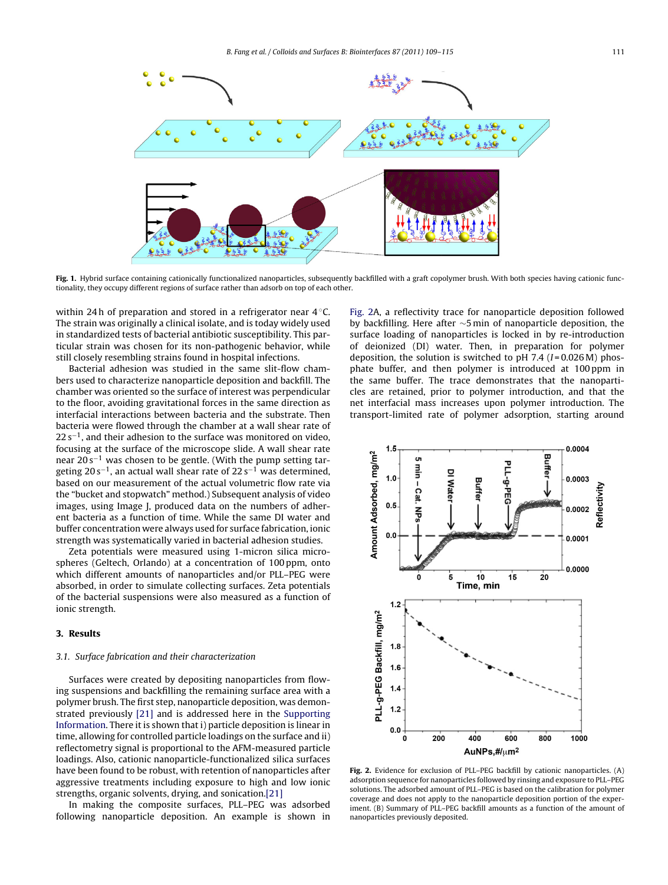Fig. 1. Hybrid surface containing cationically functionalized nanoparticles, subsequently backfilled with a graft copolymer brush. With both species having cationic functionality, they occupy different regions of surface rather than adsorb on top of each other.

within 24 h of preparation and stored in a refrigerator near 4 °C. The strain was originally a clinical isolate, and is today widely used in standardized tests of bacterial antibiotic susceptibility. This particular strain was chosen for its non-pathogenic behavior, while still closely resembling strains found in hospital infections.

Bacterial adhesion was studied in the same slit-flow chambers used to characterize nanoparticle deposition and backfill. The chamber was oriented so the surface of interest was perpendicular to the floor, avoiding gravitational forces in the same direction as interfacial interactions between bacteria and the substrate. Then bacteria were flowed through the chamber at a wall shear rate of $22\,s^{-1}$, and their adhesion to the surface was monitored on video, focusing at the surface of the microscope slide. A wall shear rate near $20\,s^{-1}$ was chosen to be gentle. (With the pump setting targeting $20\,s^{-1}$, an actual wall shear rate of $22\,s^{-1}$ was determined, based on our measurement of the actual volumetric flow rate via the "bucket and stopwatch" method.) Subsequent analysis of video images, using Image J, produced data on the numbers of adherent bacteria as a function of time. While the same DI water and buffer concentration were always used for surface fabrication, ionic strength was systematically varied in bacterial adhesion studies.

Zeta potentials were measured using 1-micron silica microspheres (Geltech, Orlando) at a concentration of 100 ppm, onto which different amounts of nanoparticles and/or PLL–PEG were absorbed, in order to simulate collecting surfaces. Zeta potentials of the bacterial suspensions were also measured as a function of ionic strength.

## 3. Results

### 3.1. Surface fabrication and their characterization

Surfaces were created by depositing nanoparticles from flowing suspensions and backfilling the remaining surface area with a polymer brush. The first step, nanoparticle deposition, was demonstrated previously [21] and is addressed here in the Supporting Information. There it is shown that i) particle deposition is linear in time, allowing for controlled particle loadings on the surface and ii) reflectometry signal is proportional to the AFM-measured particle loadings. Also, cationic nanoparticle-functionalized silica surfaces have been found to be robust, with retention of nanoparticles after aggressive treatments including exposure to high and low ionic strengths, organic solvents, drying, and sonication.[21]

In making the composite surfaces, PLL–PEG was adsorbed following nanoparticle deposition. An example is shown in Fig. 2A, a reflectivity trace for nanoparticle deposition followed by backfilling. Here after ~5 min of nanoparticle deposition, the surface loading of nanoparticles is locked in by re-introduction of deionized (DI) water. Then, in preparation for polymer deposition, the solution is switched to pH 7.4 ($I$ = 0.026 M) phosphate buffer, and then polymer is introduced at 100 ppm in the same buffer. The trace demonstrates that the nanoparticles are retained, prior to polymer introduction, and that the net interfacial mass increases upon polymer introduction. The transport-limited rate of polymer adsorption, starting around

Fig. 2. Evidence for exclusion of PLL–PEG backfill by cationic nanoparticles. (A) adsorption sequence for nanoparticles followed by rinsing and exposure to PLL–PEG solutions. The adsorbed amount of PLL–PEG is based on the calibration for polymer coverage and does not apply to the nanoparticle deposition portion of the experiment. (B) Summary of PLL–PEG backfill amounts as a function of the amount of nanoparticles previously deposited.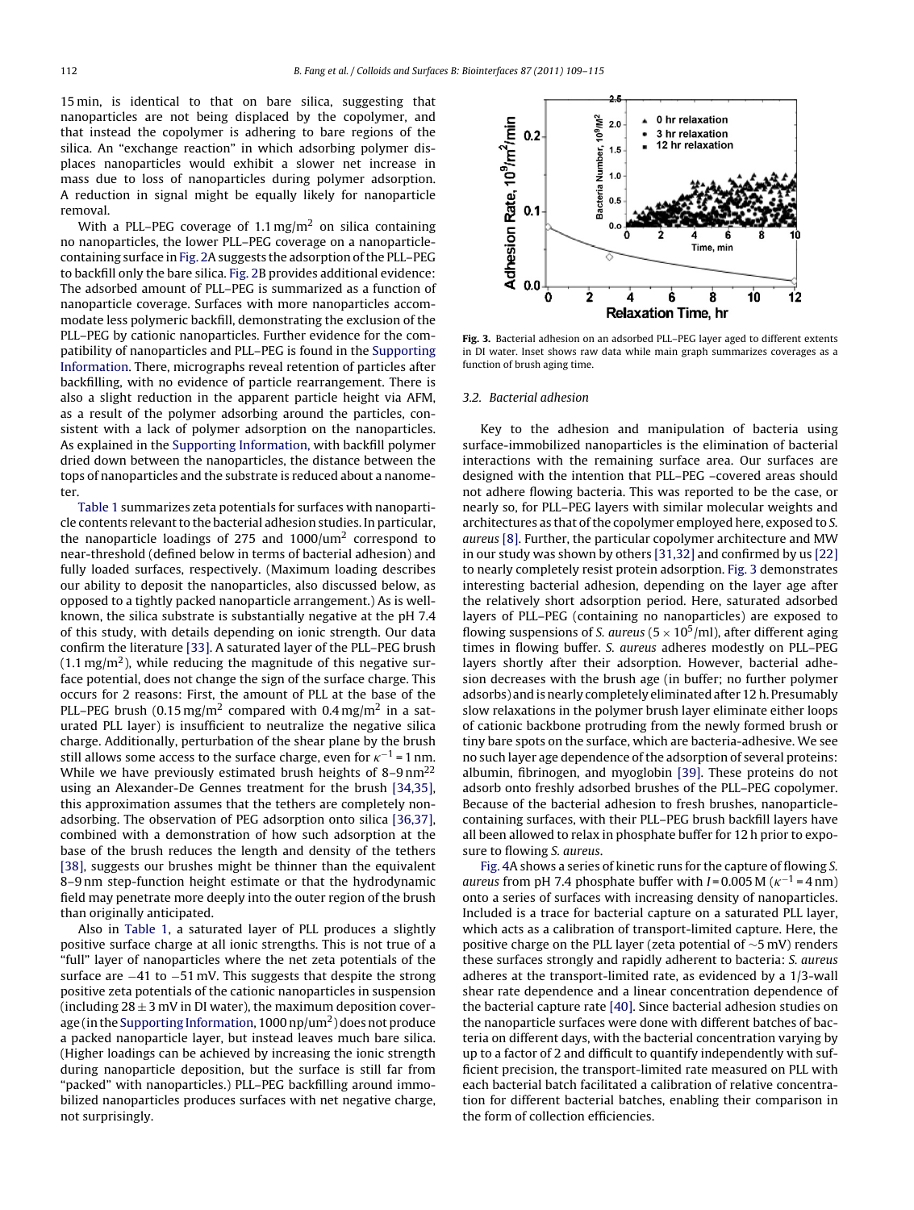15 min, is identical to that on bare silica, suggesting that nanoparticles are not being displaced by the copolymer, and that instead the copolymer is adhering to bare regions of the silica. An "exchange reaction" in which adsorbing polymer displaces nanoparticles would exhibit a slower net increase in mass due to loss of nanoparticles during polymer adsorption. A reduction in signal might be equally likely for nanoparticle removal.

With a PLL–PEG coverage of 1.1 mg/m$^2$ on silica containing no nanoparticles, the lower PLL–PEG coverage on a nanoparticle-containing surface in Fig. 2A suggests the adsorption of the PLL–PEG to backfill only the bare silica. Fig. 2B provides additional evidence: The adsorbed amount of PLL–PEG is summarized as a function of nanoparticle coverage. Surfaces with more nanoparticles accommodate less polymeric backfill, demonstrating the exclusion of the PLL–PEG by cationic nanoparticles. Further evidence for the compatibility of nanoparticles and PLL–PEG is found in the Supporting Information. There, micrographs reveal retention of particles after backfilling, with no evidence of particle rearrangement. There is also a slight reduction in the apparent particle height via AFM, as a result of the polymer adsorbing around the particles, consistent with a lack of polymer adsorption on the nanoparticles. As explained in the Supporting Information, with backfill polymer dried down between the nanoparticles, the distance between the tops of nanoparticles and the substrate is reduced about a nanometer.

Table 1 summarizes zeta potentials for surfaces with nanoparticle contents relevant to the bacterial adhesion studies. In particular, the nanoparticle loadings of 275 and 1000/um$^2$ correspond to near-threshold (defined below in terms of bacterial adhesion) and fully loaded surfaces, respectively. (Maximum loading describes our ability to deposit the nanoparticles, also discussed below, as opposed to a tightly packed nanoparticle arrangement.) As is well-known, the silica substrate is substantially negative at the pH 7.4 of this study, with details depending on ionic strength. Our data confirm the literature [33]. A saturated layer of the PLL–PEG brush (1.1 mg/m$^2$), while reducing the magnitude of this negative surface potential, does not change the sign of the surface charge. This occurs for 2 reasons: First, the amount of PLL at the base of the PLL–PEG brush (0.15 mg/m$^2$ compared with 0.4 mg/m$^2$ in a saturated PLL layer) is insufficient to neutralize the negative silica charge. Additionally, perturbation of the shear plane by the brush still allows some access to the surface charge, even for $\kappa^{-1}$ = 1 nm. While we have previously estimated brush heights of 8–9 nm[22] using an Alexander-De Gennes treatment for the brush [34,35], this approximation assumes that the tethers are completely non-adsorbing. The observation of PEG adsorption onto silica [36,37], combined with a demonstration of how such adsorption at the base of the brush reduces the length and density of the tethers [38], suggests our brushes might be thinner than the equivalent 8–9 nm step-function height estimate or that the hydrodynamic field may penetrate more deeply into the outer region of the brush than originally anticipated.

Also in Table 1, a saturated layer of PLL produces a slightly positive surface charge at all ionic strengths. This is not true of a "full" layer of nanoparticles where the net zeta potentials of the surface are −41 to −51 mV. This suggests that despite the strong positive zeta potentials of the cationic nanoparticles in suspension (including 28 ± 3 mV in DI water), the maximum deposition coverage (in the Supporting Information, 1000 np/um$^2$) does not produce a packed nanoparticle layer, but instead leaves much bare silica. (Higher loadings can be achieved by increasing the ionic strength during nanoparticle deposition, but the surface is still far from "packed" with nanoparticles.) PLL–PEG backfilling around immobilized nanoparticles produces surfaces with net negative charge, not surprisingly.

**Fig. 3.** Bacterial adhesion on an adsorbed PLL–PEG layer aged to different extents in DI water. Inset shows raw data while main graph summarizes coverages as a function of brush aging time.

### 3.2. Bacterial adhesion

Key to the adhesion and manipulation of bacteria using surface-immobilized nanoparticles is the elimination of bacterial interactions with the remaining surface area. Our surfaces are designed with the intention that PLL–PEG –covered areas should not adhere flowing bacteria. This was reported to be the case, or nearly so, for PLL–PEG layers with similar molecular weights and architectures as that of the copolymer employed here, exposed to *S. aureus* [8]. Further, the particular copolymer architecture and MW in our study was shown by others [31,32] and confirmed by us [22] to nearly completely resist protein adsorption. Fig. 3 demonstrates interesting bacterial adhesion, depending on the layer age after the relatively short adsorption period. Here, saturated adsorbed layers of PLL–PEG (containing no nanoparticles) are exposed to flowing suspensions of *S. aureus* ($5 \times 10^5$/ml), after different aging times in flowing buffer. *S. aureus* adheres modestly on PLL–PEG layers shortly after their adsorption. However, bacterial adhesion decreases with the brush age (in buffer; no further polymer adsorbs) and is nearly completely eliminated after 12 h. Presumably slow relaxations in the polymer brush layer eliminate either loops of cationic backbone protruding from the newly formed brush or tiny bare spots on the surface, which are bacteria-adhesive. We see no such layer age dependence of the adsorption of several proteins: albumin, fibrinogen, and myoglobin [39]. These proteins do not adsorb onto freshly adsorbed brushes of the PLL–PEG copolymer. Because of the bacterial adhesion to fresh brushes, nanoparticle-containing surfaces, with their PLL–PEG brush backfill layers have all been allowed to relax in phosphate buffer for 12 h prior to exposure to flowing *S. aureus*.

Fig. 4A shows a series of kinetic runs for the capture of flowing *S. aureus* from pH 7.4 phosphate buffer with $I$ = 0.005 M ($\kappa^{-1}$ = 4 nm) onto a series of surfaces with increasing density of nanoparticles. Included is a trace for bacterial capture on a saturated PLL layer, which acts as a calibration of transport-limited capture. Here, the positive charge on the PLL layer (zeta potential of ∼5 mV) renders these surfaces strongly and rapidly adherent to bacteria: *S. aureus* adheres at the transport-limited rate, as evidenced by a 1/3-wall shear rate dependence and a linear concentration dependence of the bacterial capture rate [40]. Since bacterial adhesion studies on the nanoparticle surfaces were done with different batches of bacteria on different days, with the bacterial concentration varying by up to a factor of 2 and difficult to quantify independently with sufficient precision, the transport-limited rate measured on PLL with each bacterial batch facilitated a calibration of relative concentration for different bacterial batches, enabling their comparison in the form of collection efficiencies.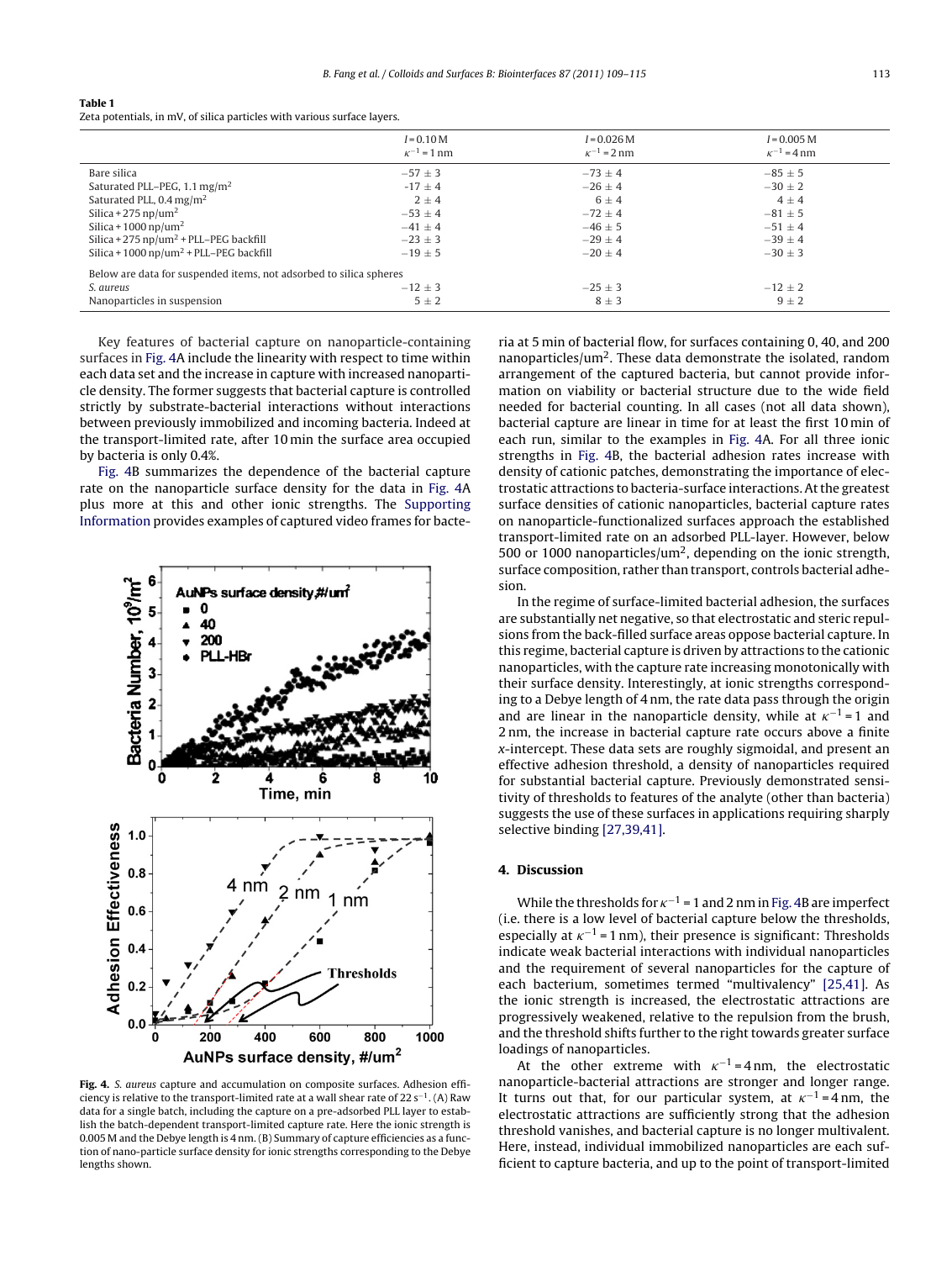**Table 1**
Zeta potentials, in mV, of silica particles with various surface layers.

| | $I = 0.10$ M $\kappa^{-1} = 1$ nm | $I = 0.026$ M $\kappa^{-1} = 2$ nm | $I = 0.005$ M $\kappa^{-1} = 4$ nm |
|---|---|---|---|
| Bare silica | $-57 \pm 3$ | $-73 \pm 4$ | $-85 \pm 5$ |
| Saturated PLL–PEG, 1.1 mg/m$^2$ | $-17 \pm 4$ | $-26 \pm 4$ | $-30 \pm 2$ |
| Saturated PLL, 0.4 mg/m$^2$ | $2 \pm 4$ | $6 \pm 4$ | $4 \pm 4$ |
| Silica + 275 np/um$^2$ | $-53 \pm 4$ | $-72 \pm 4$ | $-81 \pm 5$ |
| Silica + 1000 np/um$^2$ | $-41 \pm 4$ | $-46 \pm 5$ | $-51 \pm 4$ |
| Silica + 275 np/um$^2$ + PLL–PEG backfill | $-23 \pm 3$ | $-29 \pm 4$ | $-39 \pm 4$ |
| Silica + 1000 np/um$^2$ + PLL–PEG backfill | $-19 \pm 5$ | $-20 \pm 4$ | $-30 \pm 3$ |
| Below are data for suspended items, not adsorbed to silica spheres | | | |
| *S. aureus* | $-12 \pm 3$ | $-25 \pm 3$ | $-12 \pm 2$ |
| Nanoparticles in suspension | $5 \pm 2$ | $8 \pm 3$ | $9 \pm 2$ |

Key features of bacterial capture on nanoparticle-containing surfaces in Fig. 4A include the linearity with respect to time within each data set and the increase in capture with increased nanoparticle density. The former suggests that bacterial capture is controlled strictly by substrate-bacterial interactions without interactions between previously immobilized and incoming bacteria. Indeed at the transport-limited rate, after 10 min the surface area occupied by bacteria is only 0.4%.

Fig. 4B summarizes the dependence of the bacterial capture rate on the nanoparticle surface density for the data in Fig. 4A plus more at this and other ionic strengths. The Supporting Information provides examples of captured video frames for bacteria at 5 min of bacterial flow, for surfaces containing 0, 40, and 200 nanoparticles/um$^2$. These data demonstrate the isolated, random arrangement of the captured bacteria, but cannot provide information on viability or bacterial structure due to the wide field needed for bacterial counting. In all cases (not all data shown), bacterial capture are linear in time for at least the first 10 min of each run, similar to the examples in Fig. 4A. For all three ionic strengths in Fig. 4B, the bacterial adhesion rates increase with density of cationic patches, demonstrating the importance of electrostatic attractions to bacteria-surface interactions. At the greatest surface densities of cationic nanoparticles, bacterial capture rates on nanoparticle-functionalized surfaces approach the established transport-limited rate on an adsorbed PLL-layer. However, below 500 or 1000 nanoparticles/um$^2$, depending on the ionic strength, surface composition, rather than transport, controls bacterial adhesion.

In the regime of surface-limited bacterial adhesion, the surfaces are substantially net negative, so that electrostatic and steric repulsions from the back-filled surface areas oppose bacterial capture. In this regime, bacterial capture is driven by attractions to the cationic nanoparticles, with the capture rate increasing monotonically with their surface density. Interestingly, at ionic strengths corresponding to a Debye length of 4 nm, the rate data pass through the origin and are linear in the nanoparticle density, while at $\kappa^{-1} = 1$ and 2 nm, the increase in bacterial capture rate occurs above a finite $x$-intercept. These data sets are roughly sigmoidal, and present an effective adhesion threshold, a density of nanoparticles required for substantial bacterial capture. Previously demonstrated sensitivity of thresholds to features of the analyte (other than bacteria) suggests the use of these surfaces in applications requiring sharply selective binding [27,39,41].

**Fig. 4.** *S. aureus* capture and accumulation on composite surfaces. Adhesion efficiency is relative to the transport-limited rate at a wall shear rate of 22 s$^{-1}$. (A) Raw data for a single batch, including the capture on a pre-adsorbed PLL layer to establish the batch-dependent transport-limited capture rate. Here the ionic strength is 0.005 M and the Debye length is 4 nm. (B) Summary of capture efficiencies as a function of nano-particle surface density for ionic strengths corresponding to the Debye lengths shown.

## 4. Discussion

While the thresholds for $\kappa^{-1} = 1$ and 2 nm in Fig. 4B are imperfect (i.e. there is a low level of bacterial capture below the thresholds, especially at $\kappa^{-1} = 1$ nm), their presence is significant: Thresholds indicate weak bacterial interactions with individual nanoparticles and the requirement of several nanoparticles for the capture of each bacterium, sometimes termed "multivalency" [25,41]. As the ionic strength is increased, the electrostatic attractions are progressively weakened, relative to the repulsion from the brush, and the threshold shifts further to the right towards greater surface loadings of nanoparticles.

At the other extreme with $\kappa^{-1} = 4$ nm, the electrostatic nanoparticle-bacterial attractions are stronger and longer range. It turns out that, for our particular system, at $\kappa^{-1} = 4$ nm, the electrostatic attractions are sufficiently strong that the adhesion threshold vanishes, and bacterial capture is no longer multivalent. Here, instead, individual immobilized nanoparticles are each sufficient to capture bacteria, and up to the point of transport-limited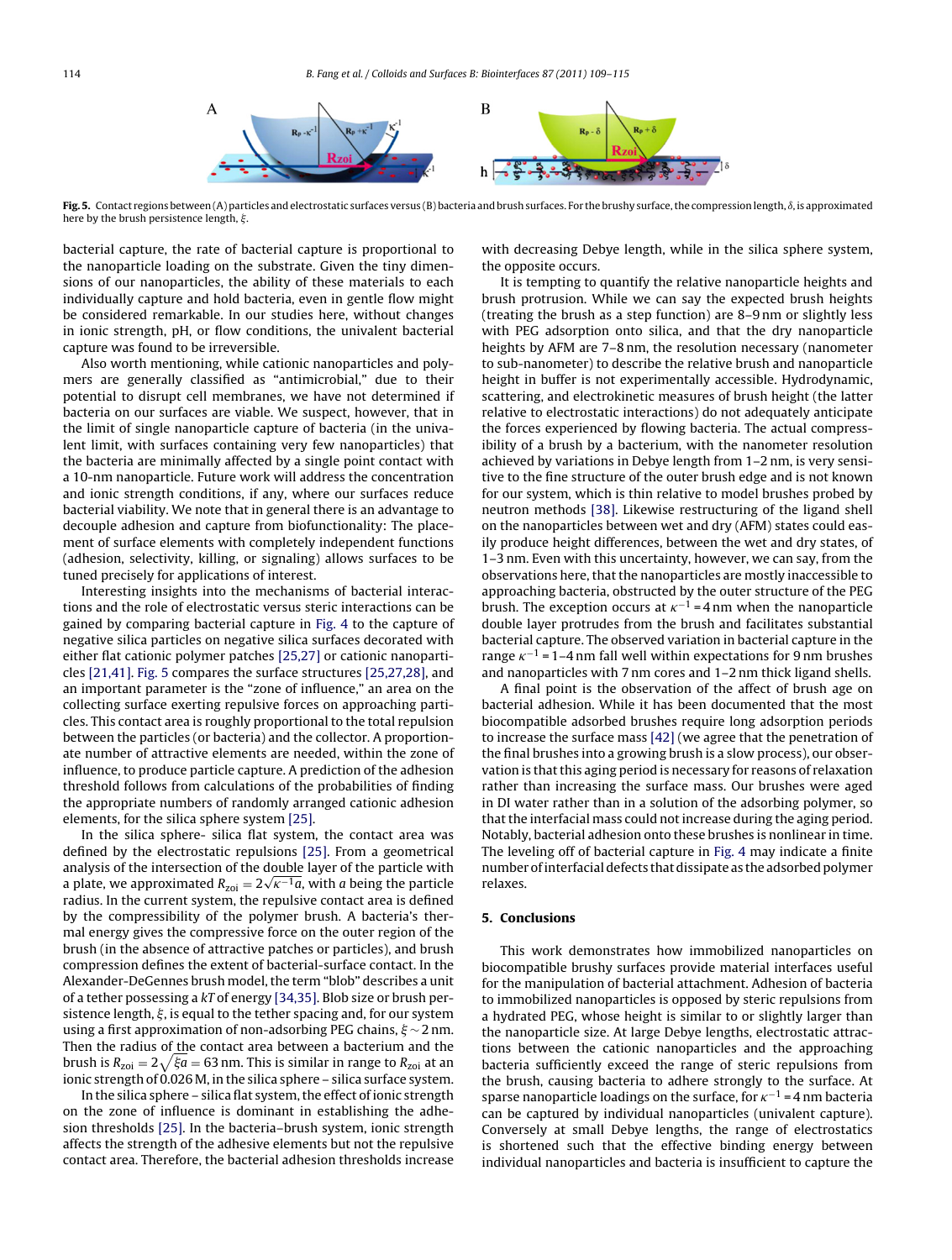**Fig. 5.** Contact regions between (A) particles and electrostatic surfaces versus (B) bacteria and brush surfaces. For the brushy surface, the compression length, $\delta$, is approximated here by the brush persistence length, $\xi$.

bacterial capture, the rate of bacterial capture is proportional to the nanoparticle loading on the substrate. Given the tiny dimensions of our nanoparticles, the ability of these materials to each individually capture and hold bacteria, even in gentle flow might be considered remarkable. In our studies here, without changes in ionic strength, pH, or flow conditions, the univalent bacterial capture was found to be irreversible.

Also worth mentioning, while cationic nanoparticles and polymers are generally classified as "antimicrobial," due to their potential to disrupt cell membranes, we have not determined if bacteria on our surfaces are viable. We suspect, however, that in the limit of single nanoparticle capture of bacteria (in the univalent limit, with surfaces containing very few nanoparticles) that the bacteria are minimally affected by a single point contact with a 10-nm nanoparticle. Future work will address the concentration and ionic strength conditions, if any, where our surfaces reduce bacterial viability. We note that in general there is an advantage to decouple adhesion and capture from biofunctionality: The placement of surface elements with completely independent functions (adhesion, selectivity, killing, or signaling) allows surfaces to be tuned precisely for applications of interest.

Interesting insights into the mechanisms of bacterial interactions and the role of electrostatic versus steric interactions can be gained by comparing bacterial capture in Fig. 4 to the capture of negative silica particles on negative silica surfaces decorated with either flat cationic polymer patches [25,27] or cationic nanoparticles [21,41]. Fig. 5 compares the surface structures [25,27,28], and an important parameter is the "zone of influence," an area on the collecting surface exerting repulsive forces on approaching particles. This contact area is roughly proportional to the total repulsion between the particles (or bacteria) and the collector. A proportionate number of attractive elements are needed, within the zone of influence, to produce particle capture. A prediction of the adhesion threshold follows from calculations of the probabilities of finding the appropriate numbers of randomly arranged cationic adhesion elements, for the silica sphere system [25].

In the silica sphere- silica flat system, the contact area was defined by the electrostatic repulsions [25]. From a geometrical analysis of the intersection of the double layer of the particle with a plate, we approximated $R_{zoi} = 2\sqrt{\kappa^{-1}a}$, with $a$ being the particle radius. In the current system, the repulsive contact area is defined by the compressibility of the polymer brush. A bacteria's thermal energy gives the compressive force on the outer region of the brush (in the absence of attractive patches or particles), and brush compression defines the extent of bacterial-surface contact. In the Alexander-DeGennes brush model, the term "blob" describes a unit of a tether possessing a $kT$ of energy [34,35]. Blob size or brush persistence length, $\xi$, is equal to the tether spacing and, for our system using a first approximation of non-adsorbing PEG chains, $\xi \sim 2$ nm. Then the radius of the contact area between a bacterium and the brush is $R_{zoi} = 2\sqrt{\xi a} = 63$ nm. This is similar in range to $R_{zoi}$ at an ionic strength of 0.026 M, in the silica sphere – silica surface system.

In the silica sphere – silica flat system, the effect of ionic strength on the zone of influence is dominant in establishing the adhesion thresholds [25]. In the bacteria–brush system, ionic strength affects the strength of the adhesive elements but not the repulsive contact area. Therefore, the bacterial adhesion thresholds increase with decreasing Debye length, while in the silica sphere system, the opposite occurs.

It is tempting to quantify the relative nanoparticle heights and brush protrusion. While we can say the expected brush heights (treating the brush as a step function) are 8–9 nm or slightly less with PEG adsorption onto silica, and that the dry nanoparticle heights by AFM are 7–8 nm, the resolution necessary (nanometer to sub-nanometer) to describe the relative brush and nanoparticle height in buffer is not experimentally accessible. Hydrodynamic, scattering, and electrokinetic measures of brush height (the latter relative to electrostatic interactions) do not adequately anticipate the forces experienced by flowing bacteria. The actual compressibility of a brush by a bacterium, with the nanometer resolution achieved by variations in Debye length from 1–2 nm, is very sensitive to the fine structure of the outer brush edge and is not known for our system, which is thin relative to model brushes probed by neutron methods [38]. Likewise restructuring of the ligand shell on the nanoparticles between wet and dry (AFM) states could easily produce height differences, between the wet and dry states, of 1–3 nm. Even with this uncertainty, however, we can say, from the observations here, that the nanoparticles are mostly inaccessible to approaching bacteria, obstructed by the outer structure of the PEG brush. The exception occurs at $\kappa^{-1} = 4$ nm when the nanoparticle double layer protrudes from the brush and facilitates substantial bacterial capture. The observed variation in bacterial capture in the range $\kappa^{-1} = 1$–$4$ nm fall well within expectations for 9 nm brushes and nanoparticles with 7 nm cores and 1–2 nm thick ligand shells.

A final point is the observation of the affect of brush age on bacterial adhesion. While it has been documented that the most biocompatible adsorbed brushes require long adsorption periods to increase the surface mass [42] (we agree that the penetration of the final brushes into a growing brush is a slow process), our observation is that this aging period is necessary for reasons of relaxation rather than increasing the surface mass. Our brushes were aged in DI water rather than in a solution of the adsorbing polymer, so that the interfacial mass could not increase during the aging period. Notably, bacterial adhesion onto these brushes is nonlinear in time. The leveling off of bacterial capture in Fig. 4 may indicate a finite number of interfacial defects that dissipate as the adsorbed polymer relaxes.

## 5. Conclusions

This work demonstrates how immobilized nanoparticles on biocompatible brushy surfaces provide material interfaces useful for the manipulation of bacterial attachment. Adhesion of bacteria to immobilized nanoparticles is opposed by steric repulsions from a hydrated PEG, whose height is similar to or slightly larger than the nanoparticle size. At large Debye lengths, electrostatic attractions between the cationic nanoparticles and the approaching bacteria sufficiently exceed the range of steric repulsions from the brush, causing bacteria to adhere strongly to the surface. At sparse nanoparticle loadings on the surface, for $\kappa^{-1} = 4$ nm bacteria can be captured by individual nanoparticles (univalent capture). Conversely at small Debye lengths, the range of electrostatics is shortened such that the effective binding energy between individual nanoparticles and bacteria is insufficient to capture the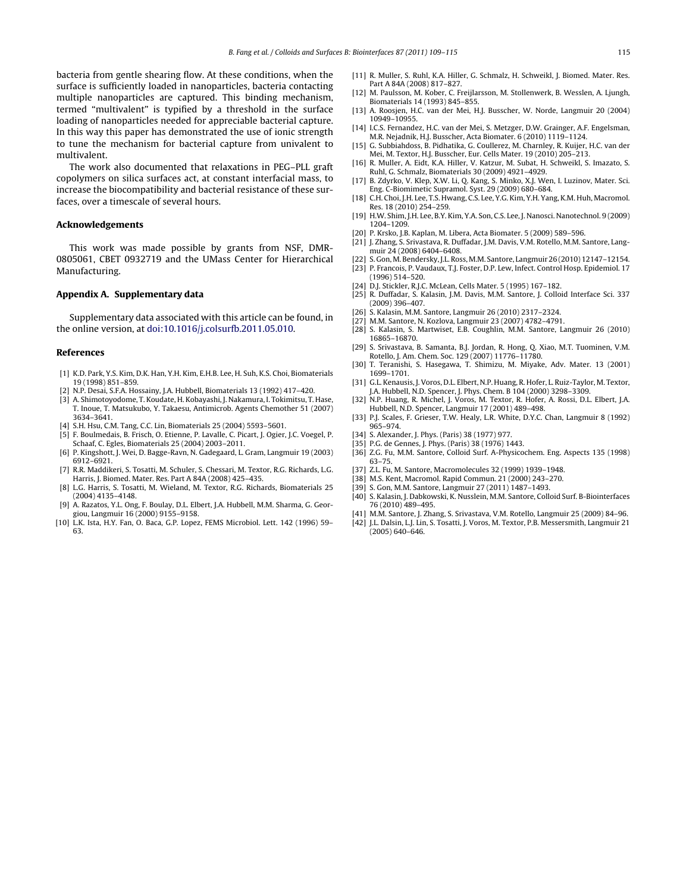bacteria from gentle shearing flow. At these conditions, when the surface is sufficiently loaded in nanoparticles, bacteria contacting multiple nanoparticles are captured. This binding mechanism, termed "multivalent" is typified by a threshold in the surface loading of nanoparticles needed for appreciable bacterial capture. In this way this paper has demonstrated the use of ionic strength to tune the mechanism for bacterial capture from univalent to multivalent.

The work also documented that relaxations in PEG–PLL graft copolymers on silica surfaces act, at constant interfacial mass, to increase the biocompatibility and bacterial resistance of these surfaces, over a timescale of several hours.

## Acknowledgements

This work was made possible by grants from NSF, DMR-0805061, CBET 0932719 and the UMass Center for Hierarchical Manufacturing.

## Appendix A. Supplementary data

Supplementary data associated with this article can be found, in the online version, at doi:10.1016/j.colsurfb.2011.05.010.

## References

[1] K.D. Park, Y.S. Kim, D.K. Han, Y.H. Kim, E.H.B. Lee, H. Suh, K.S. Choi, Biomaterials 19 (1998) 851–859.
[2] N.P. Desai, S.F.A. Hossainy, J.A. Hubbell, Biomaterials 13 (1992) 417–420.
[3] A. Shimotoyodome, T. Koudate, H. Kobayashi, J. Nakamura, I. Tokimitsu, T. Hase, T. Inoue, T. Matsukubo, Y. Takaesu, Antimicrob. Agents Chemother 51 (2007) 3634–3641.
[4] S.H. Hsu, C.M. Tang, C.C. Lin, Biomaterials 25 (2004) 5593–5601.
[5] F. Boulmedais, B. Frisch, O. Etienne, P. Lavalle, C. Picart, J. Ogier, J.C. Voegel, P. Schaaf, C. Egles, Biomaterials 25 (2004) 2003–2011.
[6] P. Kingshott, J. Wei, D. Bagge-Ravn, N. Gadegaard, L. Gram, Langmuir 19 (2003) 6912–6921.
[7] R.R. Maddikeri, S. Tosatti, M. Schuler, S. Chessari, M. Textor, R.G. Richards, L.G. Harris, J. Biomed. Mater. Res. Part A 84A (2008) 425–435.
[8] L.G. Harris, S. Tosatti, M. Wieland, M. Textor, R.G. Richards, Biomaterials 25 (2004) 4135–4148.
[9] A. Razatos, Y.L. Ong, F. Boulay, D.L. Elbert, J.A. Hubbell, M.M. Sharma, G. Georgiou, Langmuir 16 (2000) 9155–9158.
[10] L.K. Ista, H.Y. Fan, O. Baca, G.P. Lopez, FEMS Microbiol. Lett. 142 (1996) 59–63.
[11] R. Muller, S. Ruhl, K.A. Hiller, G. Schmalz, H. Schweikl, J. Biomed. Mater. Res. Part A 84A (2008) 817–827.
[12] M. Paulsson, M. Kober, C. Freijlarsson, M. Stollenwerk, B. Wesslen, A. Ljungh, Biomaterials 14 (1993) 845–855.
[13] A. Roosjen, H.C. van der Mei, H.J. Busscher, W. Norde, Langmuir 20 (2004) 10949–10955.
[14] I.C.S. Fernandez, H.C. van der Mei, S. Metzger, D.W. Grainger, A.F. Engelsman, M.R. Nejadnik, H.J. Busscher, Acta Biomater. 6 (2010) 1119–1124.
[15] G. Subbiahdoss, B. Pidhatika, G. Coullerez, M. Charnley, R. Kuijer, H.C. van der Mei, M. Textor, H.J. Busscher, Eur. Cells Mater. 19 (2010) 205–213.
[16] R. Muller, A. Eidt, K.A. Hiller, V. Katzur, M. Subat, H. Schweikl, S. Imazato, S. Ruhl, G. Schmalz, Biomaterials 30 (2009) 4921–4929.
[17] B. Zdyrko, V. Klep, X.W. Li, Q. Kang, S. Minko, X.J. Wen, I. Luzinov, Mater. Sci. Eng. C-Biomimetic Supramol. Syst. 29 (2009) 680–684.
[18] C.H. Choi, J.H. Lee, T.S. Hwang, C.S. Lee, Y.G. Kim, Y.H. Yang, K.M. Huh, Macromol. Res. 18 (2010) 254–259.
[19] H.W. Shim, J.H. Lee, B.Y. Kim, Y.A. Son, C.S. Lee, J. Nanosci. Nanotechnol. 9 (2009) 1204–1209.
[20] P. Krsko, J.B. Kaplan, M. Libera, Acta Biomater. 5 (2009) 589–596.
[21] J. Zhang, S. Srivastava, R. Duffadar, J.M. Davis, V.M. Rotello, M.M. Santore, Langmuir 24 (2008) 6404–6408.
[22] S. Gon, M. Bendersky, J.L. Ross, M.M. Santore, Langmuir 26 (2010) 12147–12154.
[23] P. Francois, P. Vaudaux, T.J. Foster, D.P. Lew, Infect. Control Hosp. Epidemiol. 17 (1996) 514–520.
[24] D.J. Stickler, R.J.C. McLean, Cells Mater. 5 (1995) 167–182.
[25] R. Duffadar, S. Kalasin, J.M. Davis, M.M. Santore, J. Colloid Interface Sci. 337 (2009) 396–407.
[26] S. Kalasin, M.M. Santore, Langmuir 26 (2010) 2317–2324.
[27] M.M. Santore, N. Kozlova, Langmuir 23 (2007) 4782–4791.
[28] S. Kalasin, S. Martwiset, E.B. Coughlin, M.M. Santore, Langmuir 26 (2010) 16865–16870.
[29] S. Srivastava, B. Samanta, B.J. Jordan, R. Hong, Q. Xiao, M.T. Tuominen, V.M. Rotello, J. Am. Chem. Soc. 129 (2007) 11776–11780.
[30] T. Teranishi, S. Hasegawa, T. Shimizu, M. Miyake, Adv. Mater. 13 (2001) 1699–1701.
[31] G.L. Kenausis, J. Voros, D.L. Elbert, N.P. Huang, R. Hofer, L. Ruiz-Taylor, M. Textor, J.A. Hubbell, N.D. Spencer, J. Phys. Chem. B 104 (2000) 3298–3309.
[32] N.P. Huang, R. Michel, J. Voros, M. Textor, R. Hofer, A. Rossi, D.L. Elbert, J.A. Hubbell, N.D. Spencer, Langmuir 17 (2001) 489–498.
[33] P.J. Scales, F. Grieser, T.W. Healy, L.R. White, D.Y.C. Chan, Langmuir 8 (1992) 965–974.
[34] S. Alexander, J. Phys. (Paris) 38 (1977) 977.
[35] P.G. de Gennes, J. Phys. (Paris) 38 (1976) 1443.
[36] Z.G. Fu, M.M. Santore, Colloid Surf. A-Physicochem. Eng. Aspects 135 (1998) 63–75.
[37] Z.L. Fu, M. Santore, Macromolecules 32 (1999) 1939–1948.
[38] M.S. Kent, Macromol. Rapid Commun. 21 (2000) 243–270.
[39] S. Gon, M.M. Santore, Langmuir 27 (2011) 1487–1493.
[40] S. Kalasin, J. Dabkowski, K. Nusslein, M.M. Santore, Colloid Surf. B-Biointerfaces 76 (2010) 489–495.
[41] M.M. Santore, J. Zhang, S. Srivastava, V.M. Rotello, Langmuir 25 (2009) 84–96.
[42] J.L. Dalsin, L.J. Lin, S. Tosatti, J. Voros, M. Textor, P.B. Messersmith, Langmuir 21 (2005) 640–646.